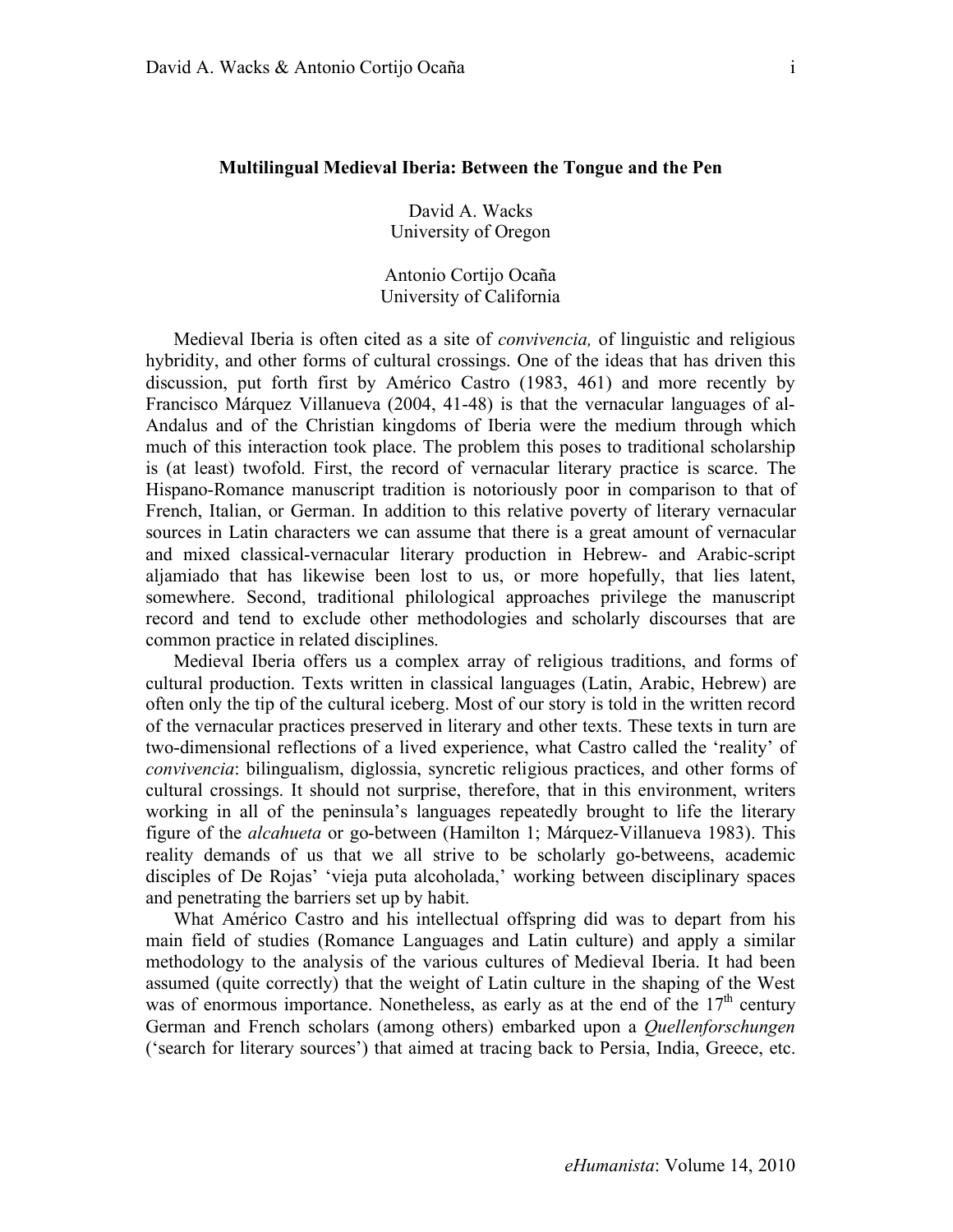# Multilingual Medieval Iberia: Between the Tongue and the Pen

David A. Wacks
University of Oregon

Antonio Cortijo Ocaña
University of California

Medieval Iberia is often cited as a site of *convivencia,* of linguistic and religious hybridity, and other forms of cultural crossings. One of the ideas that has driven this discussion, put forth first by Américo Castro (1983, 461) and more recently by Francisco Márquez Villanueva (2004, 41-48) is that the vernacular languages of al-Andalus and of the Christian kingdoms of Iberia were the medium through which much of this interaction took place. The problem this poses to traditional scholarship is (at least) twofold. First, the record of vernacular literary practice is scarce. The Hispano-Romance manuscript tradition is notoriously poor in comparison to that of French, Italian, or German. In addition to this relative poverty of literary vernacular sources in Latin characters we can assume that there is a great amount of vernacular and mixed classical-vernacular literary production in Hebrew- and Arabic-script aljamiado that has likewise been lost to us, or more hopefully, that lies latent, somewhere. Second, traditional philological approaches privilege the manuscript record and tend to exclude other methodologies and scholarly discourses that are common practice in related disciplines.

Medieval Iberia offers us a complex array of religious traditions, and forms of cultural production. Texts written in classical languages (Latin, Arabic, Hebrew) are often only the tip of the cultural iceberg. Most of our story is told in the written record of the vernacular practices preserved in literary and other texts. These texts in turn are two-dimensional reflections of a lived experience, what Castro called the 'reality' of *convivencia*: bilingualism, diglossia, syncretic religious practices, and other forms of cultural crossings. It should not surprise, therefore, that in this environment, writers working in all of the peninsula's languages repeatedly brought to life the literary figure of the *alcahueta* or go-between (Hamilton 1; Márquez-Villanueva 1983). This reality demands of us that we all strive to be scholarly go-betweens, academic disciples of De Rojas' 'vieja puta alcoholada,' working between disciplinary spaces and penetrating the barriers set up by habit.

What Américo Castro and his intellectual offspring did was to depart from his main field of studies (Romance Languages and Latin culture) and apply a similar methodology to the analysis of the various cultures of Medieval Iberia. It had been assumed (quite correctly) that the weight of Latin culture in the shaping of the West was of enormous importance. Nonetheless, as early as at the end of the 17th century German and French scholars (among others) embarked upon a *Quellenforschungen* ('search for literary sources') that aimed at tracing back to Persia, India, Greece, etc.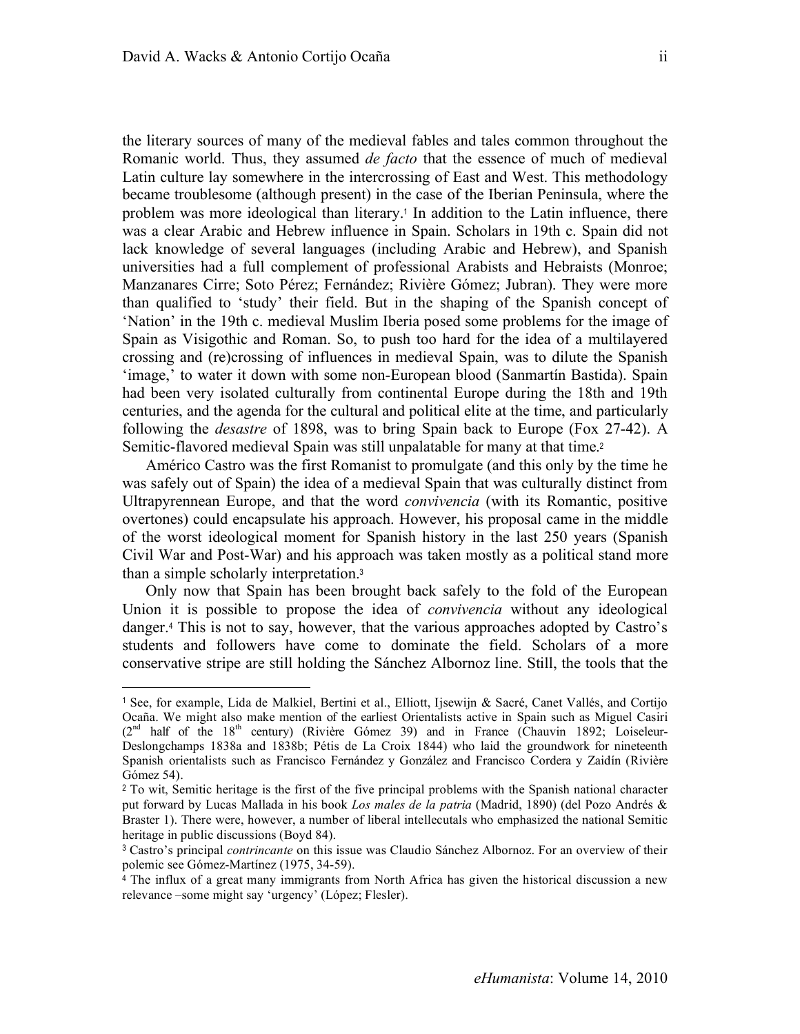the literary sources of many of the medieval fables and tales common throughout the Romanic world. Thus, they assumed *de facto* that the essence of much of medieval Latin culture lay somewhere in the intercrossing of East and West. This methodology became troublesome (although present) in the case of the Iberian Peninsula, where the problem was more ideological than literary.[1] In addition to the Latin influence, there was a clear Arabic and Hebrew influence in Spain. Scholars in 19th c. Spain did not lack knowledge of several languages (including Arabic and Hebrew), and Spanish universities had a full complement of professional Arabists and Hebraists (Monroe; Manzanares Cirre; Soto Pérez; Fernández; Rivière Gómez; Jubran). They were more than qualified to 'study' their field. But in the shaping of the Spanish concept of 'Nation' in the 19th c. medieval Muslim Iberia posed some problems for the image of Spain as Visigothic and Roman. So, to push too hard for the idea of a multilayered crossing and (re)crossing of influences in medieval Spain, was to dilute the Spanish 'image,' to water it down with some non-European blood (Sanmartín Bastida). Spain had been very isolated culturally from continental Europe during the 18th and 19th centuries, and the agenda for the cultural and political elite at the time, and particularly following the *desastre* of 1898, was to bring Spain back to Europe (Fox 27-42). A Semitic-flavored medieval Spain was still unpalatable for many at that time.[2]

Américo Castro was the first Romanist to promulgate (and this only by the time he was safely out of Spain) the idea of a medieval Spain that was culturally distinct from Ultrapyrennean Europe, and that the word *convivencia* (with its Romantic, positive overtones) could encapsulate his approach. However, his proposal came in the middle of the worst ideological moment for Spanish history in the last 250 years (Spanish Civil War and Post-War) and his approach was taken mostly as a political stand more than a simple scholarly interpretation.[3]

Only now that Spain has been brought back safely to the fold of the European Union it is possible to propose the idea of *convivencia* without any ideological danger.[4] This is not to say, however, that the various approaches adopted by Castro's students and followers have come to dominate the field. Scholars of a more conservative stripe are still holding the Sánchez Albornoz line. Still, the tools that the

---

[1] See, for example, Lida de Malkiel, Bertini et al., Elliott, Ijsewijn & Sacré, Canet Vallés, and Cortijo Ocaña. We might also make mention of the earliest Orientalists active in Spain such as Miguel Casiri (2nd half of the 18th century) (Rivière Gómez 39) and in France (Chauvin 1892; Loiseleur-Deslongchamps 1838a and 1838b; Pétis de La Croix 1844) who laid the groundwork for nineteenth Spanish orientalists such as Francisco Fernández y González and Francisco Cordera y Zaidín (Rivière Gómez 54).

[2] To wit, Semitic heritage is the first of the five principal problems with the Spanish national character put forward by Lucas Mallada in his book *Los males de la patria* (Madrid, 1890) (del Pozo Andrés & Braster 1). There were, however, a number of liberal intellecutals who emphasized the national Semitic heritage in public discussions (Boyd 84).

[3] Castro's principal *contrincante* on this issue was Claudio Sánchez Albornoz. For an overview of their polemic see Gómez-Martínez (1975, 34-59).

[4] The influx of a great many immigrants from North Africa has given the historical discussion a new relevance –some might say 'urgency' (López; Flesler).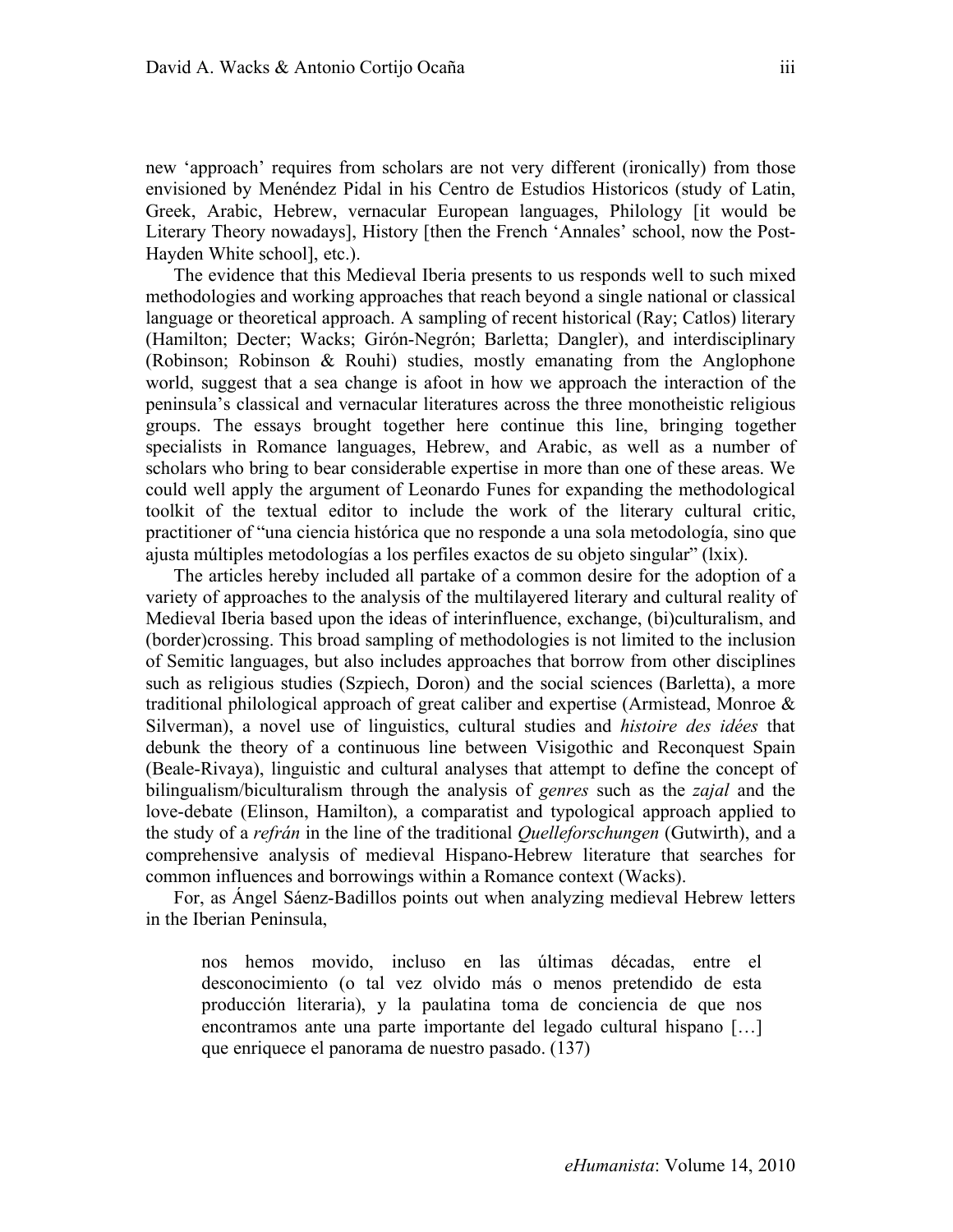new 'approach' requires from scholars are not very different (ironically) from those envisioned by Menéndez Pidal in his Centro de Estudios Historicos (study of Latin, Greek, Arabic, Hebrew, vernacular European languages, Philology [it would be Literary Theory nowadays], History [then the French 'Annales' school, now the Post-Hayden White school], etc.).

The evidence that this Medieval Iberia presents to us responds well to such mixed methodologies and working approaches that reach beyond a single national or classical language or theoretical approach. A sampling of recent historical (Ray; Catlos) literary (Hamilton; Decter; Wacks; Girón-Negrón; Barletta; Dangler), and interdisciplinary (Robinson; Robinson & Rouhi) studies, mostly emanating from the Anglophone world, suggest that a sea change is afoot in how we approach the interaction of the peninsula's classical and vernacular literatures across the three monotheistic religious groups. The essays brought together here continue this line, bringing together specialists in Romance languages, Hebrew, and Arabic, as well as a number of scholars who bring to bear considerable expertise in more than one of these areas. We could well apply the argument of Leonardo Funes for expanding the methodological toolkit of the textual editor to include the work of the literary cultural critic, practitioner of "una ciencia histórica que no responde a una sola metodología, sino que ajusta múltiples metodologías a los perfiles exactos de su objeto singular" (lxix).

The articles hereby included all partake of a common desire for the adoption of a variety of approaches to the analysis of the multilayered literary and cultural reality of Medieval Iberia based upon the ideas of interinfluence, exchange, (bi)culturalism, and (border)crossing. This broad sampling of methodologies is not limited to the inclusion of Semitic languages, but also includes approaches that borrow from other disciplines such as religious studies (Szpiech, Doron) and the social sciences (Barletta), a more traditional philological approach of great caliber and expertise (Armistead, Monroe & Silverman), a novel use of linguistics, cultural studies and *histoire des idées* that debunk the theory of a continuous line between Visigothic and Reconquest Spain (Beale-Rivaya), linguistic and cultural analyses that attempt to define the concept of bilingualism/biculturalism through the analysis of *genres* such as the *zajal* and the love-debate (Elinson, Hamilton), a comparatist and typological approach applied to the study of a *refrán* in the line of the traditional *Quelleforschungen* (Gutwirth), and a comprehensive analysis of medieval Hispano-Hebrew literature that searches for common influences and borrowings within a Romance context (Wacks).

For, as Ángel Sáenz-Badillos points out when analyzing medieval Hebrew letters in the Iberian Peninsula,

> nos hemos movido, incluso en las últimas décadas, entre el desconocimiento (o tal vez olvido más o menos pretendido de esta producción literaria), y la paulatina toma de conciencia de que nos encontramos ante una parte importante del legado cultural hispano […] que enriquece el panorama de nuestro pasado. (137)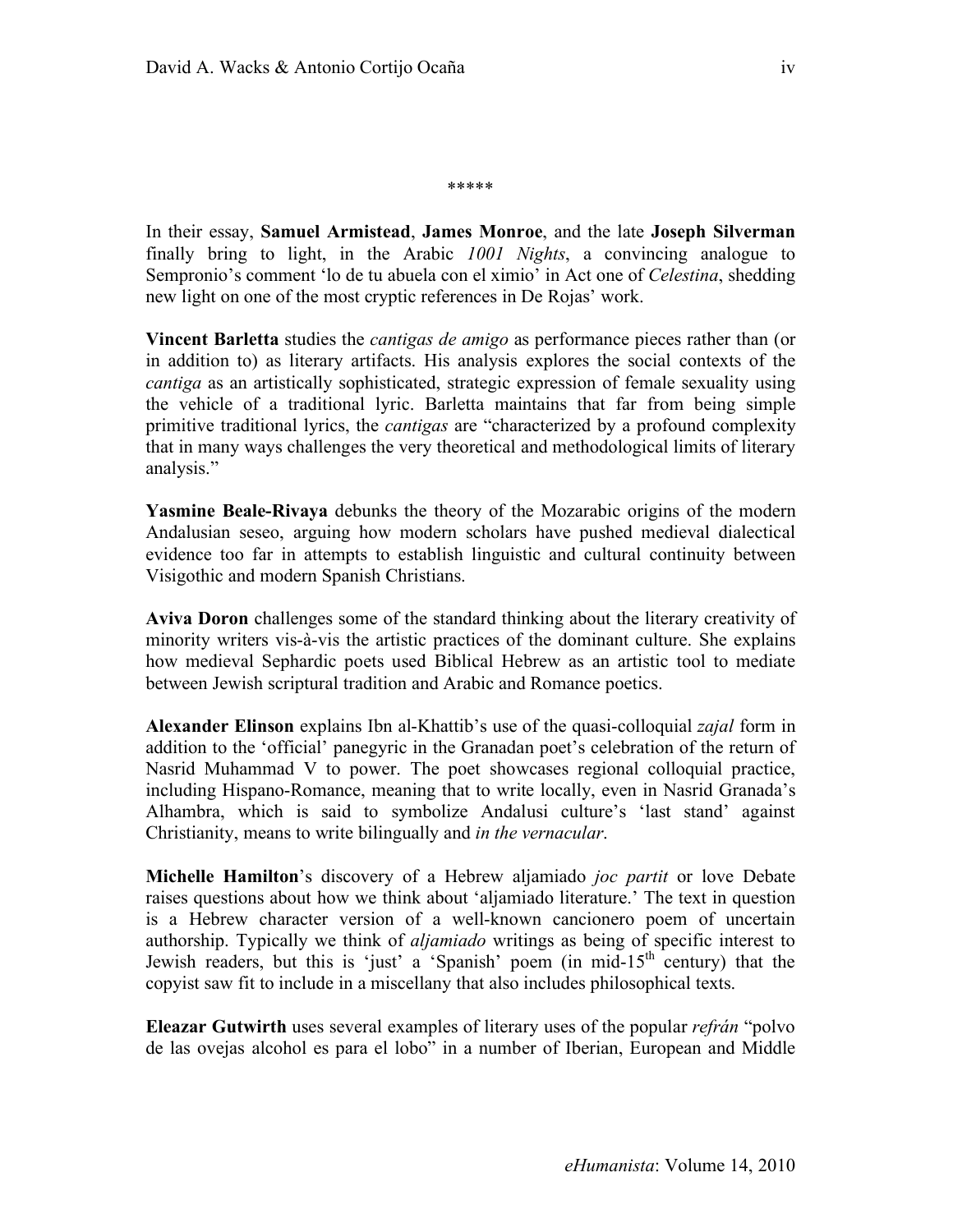\*\*\*\*\*

In their essay, **Samuel Armistead**, **James Monroe**, and the late **Joseph Silverman** finally bring to light, in the Arabic *1001 Nights*, a convincing analogue to Sempronio's comment 'lo de tu abuela con el ximio' in Act one of *Celestina*, shedding new light on one of the most cryptic references in De Rojas' work.

**Vincent Barletta** studies the *cantigas de amigo* as performance pieces rather than (or in addition to) as literary artifacts. His analysis explores the social contexts of the *cantiga* as an artistically sophisticated, strategic expression of female sexuality using the vehicle of a traditional lyric. Barletta maintains that far from being simple primitive traditional lyrics, the *cantigas* are "characterized by a profound complexity that in many ways challenges the very theoretical and methodological limits of literary analysis."

**Yasmine Beale-Rivaya** debunks the theory of the Mozarabic origins of the modern Andalusian seseo, arguing how modern scholars have pushed medieval dialectical evidence too far in attempts to establish linguistic and cultural continuity between Visigothic and modern Spanish Christians.

**Aviva Doron** challenges some of the standard thinking about the literary creativity of minority writers vis-à-vis the artistic practices of the dominant culture. She explains how medieval Sephardic poets used Biblical Hebrew as an artistic tool to mediate between Jewish scriptural tradition and Arabic and Romance poetics.

**Alexander Elinson** explains Ibn al-Khattib's use of the quasi-colloquial *zajal* form in addition to the 'official' panegyric in the Granadan poet's celebration of the return of Nasrid Muhammad V to power. The poet showcases regional colloquial practice, including Hispano-Romance, meaning that to write locally, even in Nasrid Granada's Alhambra, which is said to symbolize Andalusi culture's 'last stand' against Christianity, means to write bilingually and *in the vernacular*.

**Michelle Hamilton**'s discovery of a Hebrew aljamiado *joc partit* or love Debate raises questions about how we think about 'aljamiado literature.' The text in question is a Hebrew character version of a well-known cancionero poem of uncertain authorship. Typically we think of *aljamiado* writings as being of specific interest to Jewish readers, but this is 'just' a 'Spanish' poem (in mid-15th century) that the copyist saw fit to include in a miscellany that also includes philosophical texts.

**Eleazar Gutwirth** uses several examples of literary uses of the popular *refrán* "polvo de las ovejas alcohol es para el lobo" in a number of Iberian, European and Middle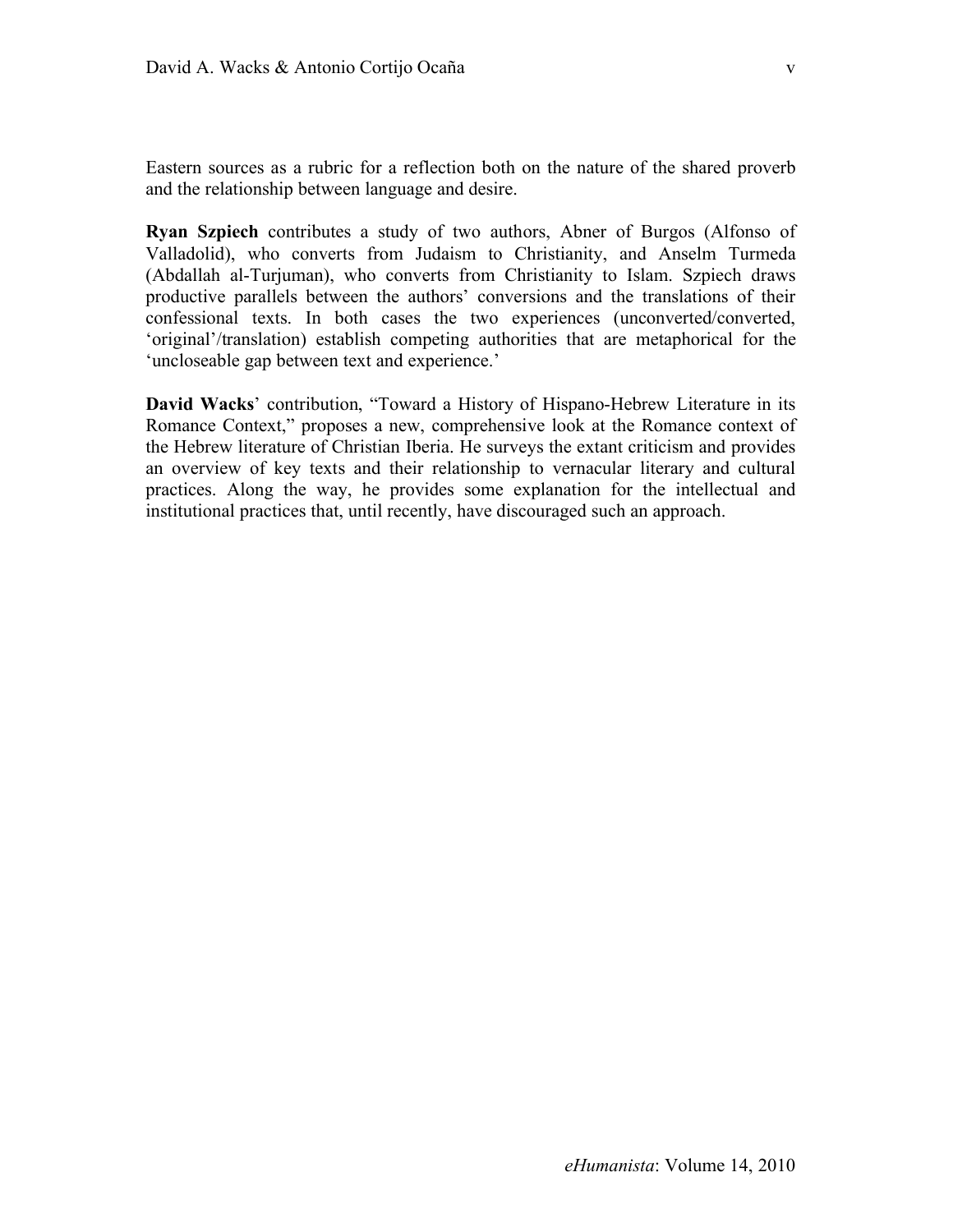Eastern sources as a rubric for a reflection both on the nature of the shared proverb and the relationship between language and desire.

**Ryan Szpiech** contributes a study of two authors, Abner of Burgos (Alfonso of Valladolid), who converts from Judaism to Christianity, and Anselm Turmeda (Abdallah al-Turjuman), who converts from Christianity to Islam. Szpiech draws productive parallels between the authors' conversions and the translations of their confessional texts. In both cases the two experiences (unconverted/converted, 'original'/translation) establish competing authorities that are metaphorical for the 'uncloseable gap between text and experience.'

**David Wacks**' contribution, "Toward a History of Hispano-Hebrew Literature in its Romance Context," proposes a new, comprehensive look at the Romance context of the Hebrew literature of Christian Iberia. He surveys the extant criticism and provides an overview of key texts and their relationship to vernacular literary and cultural practices. Along the way, he provides some explanation for the intellectual and institutional practices that, until recently, have discouraged such an approach.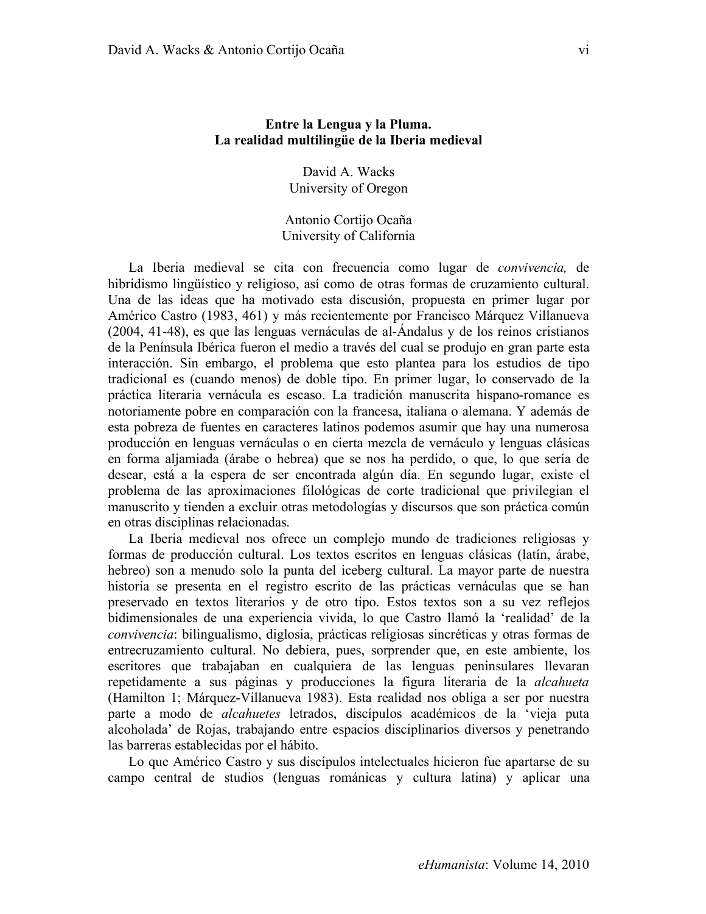**Entre la Lengua y la Pluma.**
**La realidad multilingüe de la Iberia medieval**

David A. Wacks
University of Oregon

Antonio Cortijo Ocaña
University of California

La Iberia medieval se cita con frecuencia como lugar de *convivencia,* de hibridismo lingüístico y religioso, así como de otras formas de cruzamiento cultural. Una de las ideas que ha motivado esta discusión, propuesta en primer lugar por Américo Castro (1983, 461) y más recientemente por Francisco Márquez Villanueva (2004, 41-48), es que las lenguas vernáculas de al-Ándalus y de los reinos cristianos de la Península Ibérica fueron el medio a través del cual se produjo en gran parte esta interacción. Sin embargo, el problema que esto plantea para los estudios de tipo tradicional es (cuando menos) de doble tipo. En primer lugar, lo conservado de la práctica literaria vernácula es escaso. La tradición manuscrita hispano-romance es notoriamente pobre en comparación con la francesa, italiana o alemana. Y además de esta pobreza de fuentes en caracteres latinos podemos asumir que hay una numerosa producción en lenguas vernáculas o en cierta mezcla de vernáculo y lenguas clásicas en forma aljamiada (árabe o hebrea) que se nos ha perdido, o que, lo que sería de desear, está a la espera de ser encontrada algún día. En segundo lugar, existe el problema de las aproximaciones filológicas de corte tradicional que privilegian el manuscrito y tienden a excluir otras metodologías y discursos que son práctica común en otras disciplinas relacionadas.

La Iberia medieval nos ofrece un complejo mundo de tradiciones religiosas y formas de producción cultural. Los textos escritos en lenguas clásicas (latín, árabe, hebreo) son a menudo solo la punta del iceberg cultural. La mayor parte de nuestra historia se presenta en el registro escrito de las prácticas vernáculas que se han preservado en textos literarios y de otro tipo. Estos textos son a su vez reflejos bidimensionales de una experiencia vivida, lo que Castro llamó la 'realidad' de la *convivencia*: bilingualismo, diglosia, prácticas religiosas sincréticas y otras formas de entrecruzamiento cultural. No debiera, pues, sorprender que, en este ambiente, los escritores que trabajaban en cualquiera de las lenguas peninsulares llevaran repetidamente a sus páginas y producciones la figura literaria de la *alcahueta* (Hamilton 1; Márquez-Villanueva 1983). Esta realidad nos obliga a ser por nuestra parte a modo de *alcahuetes* letrados, discípulos académicos de la 'vieja puta alcoholada' de Rojas, trabajando entre espacios disciplinarios diversos y penetrando las barreras establecidas por el hábito.

Lo que Américo Castro y sus discípulos intelectuales hicieron fue apartarse de su campo central de studios (lenguas románicas y cultura latina) y aplicar una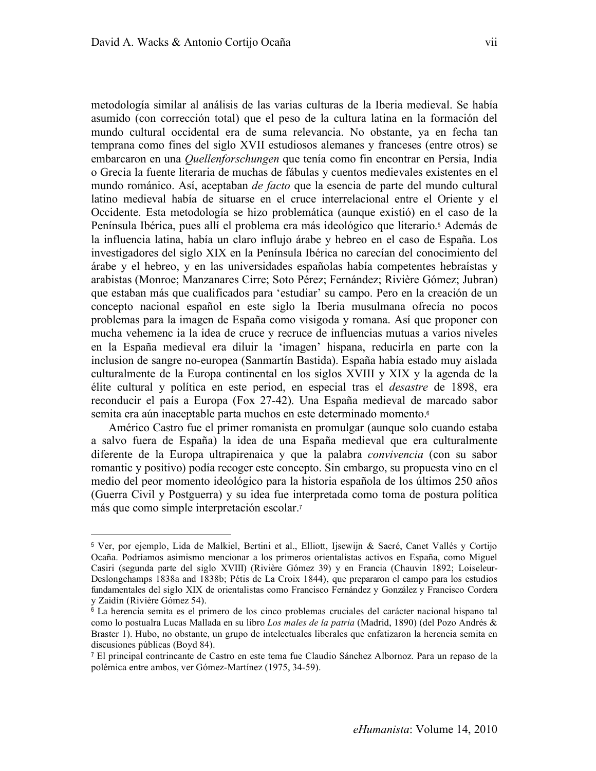metodología similar al análisis de las varias culturas de la Iberia medieval. Se había asumido (con corrección total) que el peso de la cultura latina en la formación del mundo cultural occidental era de suma relevancia. No obstante, ya en fecha tan temprana como fines del siglo XVII estudiosos alemanes y franceses (entre otros) se embarcaron en una *Quellenforschungen* que tenía como fin encontrar en Persia, India o Grecia la fuente literaria de muchas de fábulas y cuentos medievales existentes en el mundo románico. Así, aceptaban *de facto* que la esencia de parte del mundo cultural latino medieval había de situarse en el cruce interrelacional entre el Oriente y el Occidente. Esta metodología se hizo problemática (aunque existió) en el caso de la Península Ibérica, pues allí el problema era más ideológico que literario.[5] Además de la influencia latina, había un claro influjo árabe y hebreo en el caso de España. Los investigadores del siglo XIX en la Península Ibérica no carecían del conocimiento del árabe y el hebreo, y en las universidades españolas había competentes hebraístas y arabistas (Monroe; Manzanares Cirre; Soto Pérez; Fernández; Rivière Gómez; Jubran) que estaban más que cualificados para 'estudiar' su campo. Pero en la creación de un concepto nacional español en este siglo la Iberia musulmana ofrecía no pocos problemas para la imagen de España como visigoda y romana. Así que proponer con mucha vehemenc ia la idea de cruce y recruce de influencias mutuas a varios niveles en la España medieval era diluir la 'imagen' hispana, reducirla en parte con la inclusion de sangre no-europea (Sanmartín Bastida). España había estado muy aislada culturalmente de la Europa continental en los siglos XVIII y XIX y la agenda de la élite cultural y política en este period, en especial tras el *desastre* de 1898, era reconducir el país a Europa (Fox 27-42). Una España medieval de marcado sabor semita era aún inaceptable parta muchos en este determinado momento.[6]

Américo Castro fue el primer romanista en promulgar (aunque solo cuando estaba a salvo fuera de España) la idea de una España medieval que era culturalmente diferente de la Europa ultrapirenaica y que la palabra *convivencia* (con su sabor romantic y positivo) podía recoger este concepto. Sin embargo, su propuesta vino en el medio del peor momento ideológico para la historia española de los últimos 250 años (Guerra Civil y Postguerra) y su idea fue interpretada como toma de postura política más que como simple interpretación escolar.[7]

---

[5] Ver, por ejemplo, Lida de Malkiel, Bertini et al., Elliott, Ijsewijn & Sacré, Canet Vallés y Cortijo Ocaña. Podríamos asimismo mencionar a los primeros orientalistas activos en España, como Miguel Casiri (segunda parte del siglo XVIII) (Rivière Gómez 39) y en Francia (Chauvin 1892; Loiseleur-Deslongchamps 1838a and 1838b; Pétis de La Croix 1844), que prepararon el campo para los estudios fundamentales del siglo XIX de orientalistas como Francisco Fernández y González y Francisco Cordera y Zaidín (Rivière Gómez 54).

[6] La herencia semita es el primero de los cinco problemas cruciales del carácter nacional hispano tal como lo postualra Lucas Mallada en su libro *Los males de la patria* (Madrid, 1890) (del Pozo Andrés & Braster 1). Hubo, no obstante, un grupo de intelectuales liberales que enfatizaron la herencia semita en discusiones públicas (Boyd 84).

[7] El principal contrincante de Castro en este tema fue Claudio Sánchez Albornoz. Para un repaso de la polémica entre ambos, ver Gómez-Martínez (1975, 34-59).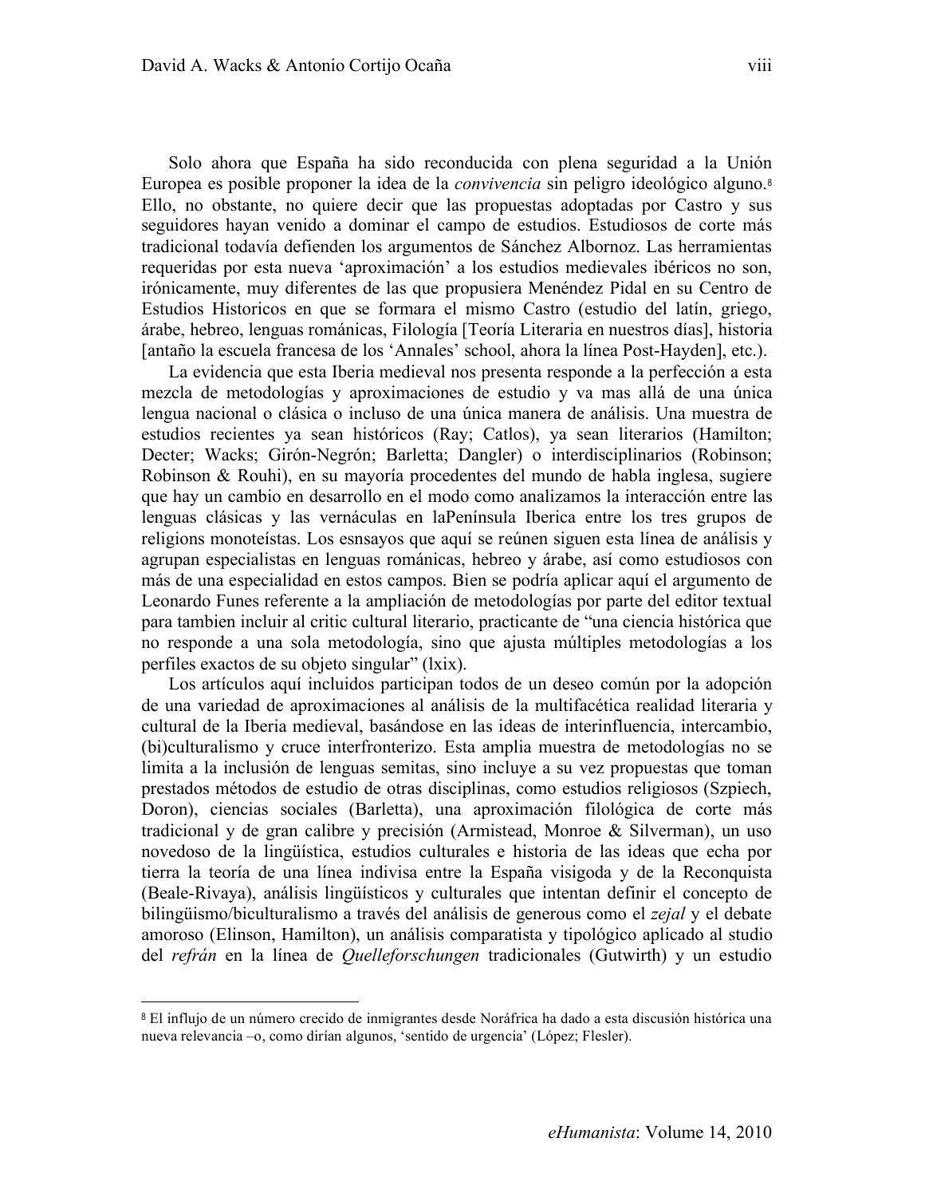Solo ahora que España ha sido reconducida con plena seguridad a la Unión Europea es posible proponer la idea de la *convivencia* sin peligro ideológico alguno.[8] Ello, no obstante, no quiere decir que las propuestas adoptadas por Castro y sus seguidores hayan venido a dominar el campo de estudios. Estudiosos de corte más tradicional todavía defienden los argumentos de Sánchez Albornoz. Las herramientas requeridas por esta nueva 'aproximación' a los estudios medievales ibéricos no son, irónicamente, muy diferentes de las que propusiera Menéndez Pidal en su Centro de Estudios Historicos en que se formara el mismo Castro (estudio del latín, griego, árabe, hebreo, lenguas románicas, Filología [Teoría Literaria en nuestros días], historia [antaño la escuela francesa de los 'Annales' school, ahora la línea Post-Hayden], etc.).

La evidencia que esta Iberia medieval nos presenta responde a la perfección a esta mezcla de metodologías y aproximaciones de estudio y va mas allá de una única lengua nacional o clásica o incluso de una única manera de análisis. Una muestra de estudios recientes ya sean históricos (Ray; Catlos), ya sean literarios (Hamilton; Decter; Wacks; Girón-Negrón; Barletta; Dangler) o interdisciplinarios (Robinson; Robinson & Rouhi), en su mayoría procedentes del mundo de habla inglesa, sugiere que hay un cambio en desarrollo en el modo como analizamos la interacción entre las lenguas clásicas y las vernáculas en laPenínsula Iberica entre los tres grupos de religions monoteístas. Los esnsayos que aquí se reúnen siguen esta línea de análisis y agrupan especialistas en lenguas románicas, hebreo y árabe, así como estudiosos con más de una especialidad en estos campos. Bien se podría aplicar aquí el argumento de Leonardo Funes referente a la ampliación de metodologías por parte del editor textual para tambien incluir al critic cultural literario, practicante de "una ciencia histórica que no responde a una sola metodología, sino que ajusta múltiples metodologías a los perfiles exactos de su objeto singular" (lxix).

Los artículos aquí incluidos participan todos de un deseo común por la adopción de una variedad de aproximaciones al análisis de la multifacética realidad literaria y cultural de la Iberia medieval, basándose en las ideas de interinfluencia, intercambio, (bi)culturalismo y cruce interfronterizo. Esta amplia muestra de metodologías no se limita a la inclusión de lenguas semitas, sino incluye a su vez propuestas que toman prestados métodos de estudio de otras disciplinas, como estudios religiosos (Szpiech, Doron), ciencias sociales (Barletta), una aproximación filológica de corte más tradicional y de gran calibre y precisión (Armistead, Monroe & Silverman), un uso novedoso de la lingüística, estudios culturales e historia de las ideas que echa por tierra la teoría de una línea indivisa entre la España visigoda y de la Reconquista (Beale-Rivaya), análisis lingüísticos y culturales que intentan definir el concepto de bilingüismo/biculturalismo a través del análisis de generous como el *zejal* y el debate amoroso (Elinson, Hamilton), un análisis comparatista y tipológico aplicado al studio del *refrán* en la línea de *Quelleforschungen* tradicionales (Gutwirth) y un estudio

---

[8] El influjo de un número crecido de inmigrantes desde Noráfrica ha dado a esta discusión histórica una nueva relevancia –o, como dirían algunos, 'sentido de urgencia' (López; Flesler).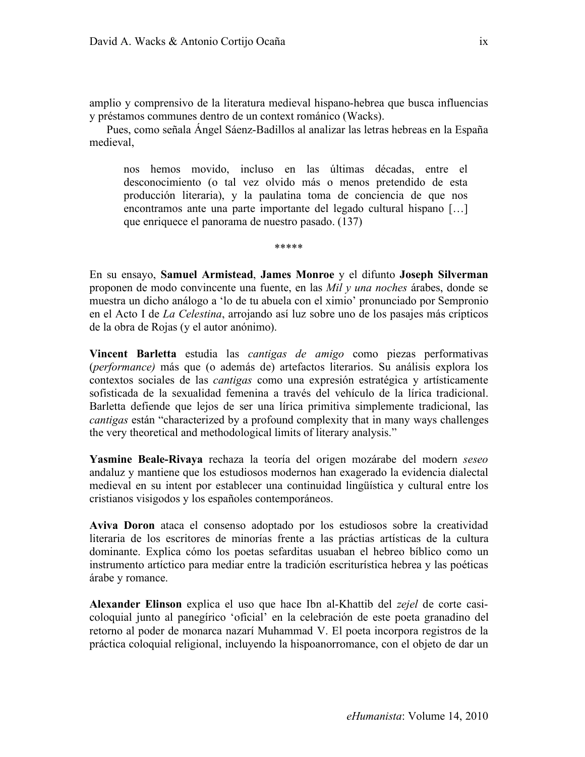amplio y comprensivo de la literatura medieval hispano-hebrea que busca influencias y préstamos communes dentro de un context románico (Wacks).

Pues, como señala Ángel Sáenz-Badillos al analizar las letras hebreas en la España medieval,

> nos hemos movido, incluso en las últimas décadas, entre el desconocimiento (o tal vez olvido más o menos pretendido de esta producción literaria), y la paulatina toma de conciencia de que nos encontramos ante una parte importante del legado cultural hispano […] que enriquece el panorama de nuestro pasado. (137)

\*\*\*\*\*

En su ensayo, **Samuel Armistead**, **James Monroe** y el difunto **Joseph Silverman** proponen de modo convincente una fuente, en las *Mil y una noches* árabes, donde se muestra un dicho análogo a 'lo de tu abuela con el ximio' pronunciado por Sempronio en el Acto I de *La Celestina*, arrojando así luz sobre uno de los pasajes más crípticos de la obra de Rojas (y el autor anónimo).

**Vincent Barletta** estudia las *cantigas de amigo* como piezas performativas (*performance)* más que (o además de) artefactos literarios. Su análisis explora los contextos sociales de las *cantigas* como una expresión estratégica y artísticamente sofisticada de la sexualidad femenina a través del vehículo de la lírica tradicional. Barletta defiende que lejos de ser una lírica primitiva simplemente tradicional, las *cantigas* están "characterized by a profound complexity that in many ways challenges the very theoretical and methodological limits of literary analysis."

**Yasmine Beale-Rivaya** rechaza la teoría del origen mozárabe del modern *seseo* andaluz y mantiene que los estudiosos modernos han exagerado la evidencia dialectal medieval en su intent por establecer una continuidad lingüística y cultural entre los cristianos visigodos y los españoles contemporáneos.

**Aviva Doron** ataca el consenso adoptado por los estudiosos sobre la creatividad literaria de los escritores de minorías frente a las práctias artísticas de la cultura dominante. Explica cómo los poetas sefarditas usuaban el hebreo bíblico como un instrumento artíctico para mediar entre la tradición escriturística hebrea y las poéticas árabe y romance.

**Alexander Elinson** explica el uso que hace Ibn al-Khattib del *zejel* de corte casi-coloquial junto al panegírico 'oficial' en la celebración de este poeta granadino del retorno al poder de monarca nazarí Muhammad V. El poeta incorpora registros de la práctica coloquial religional, incluyendo la hispoanorromance, con el objeto de dar un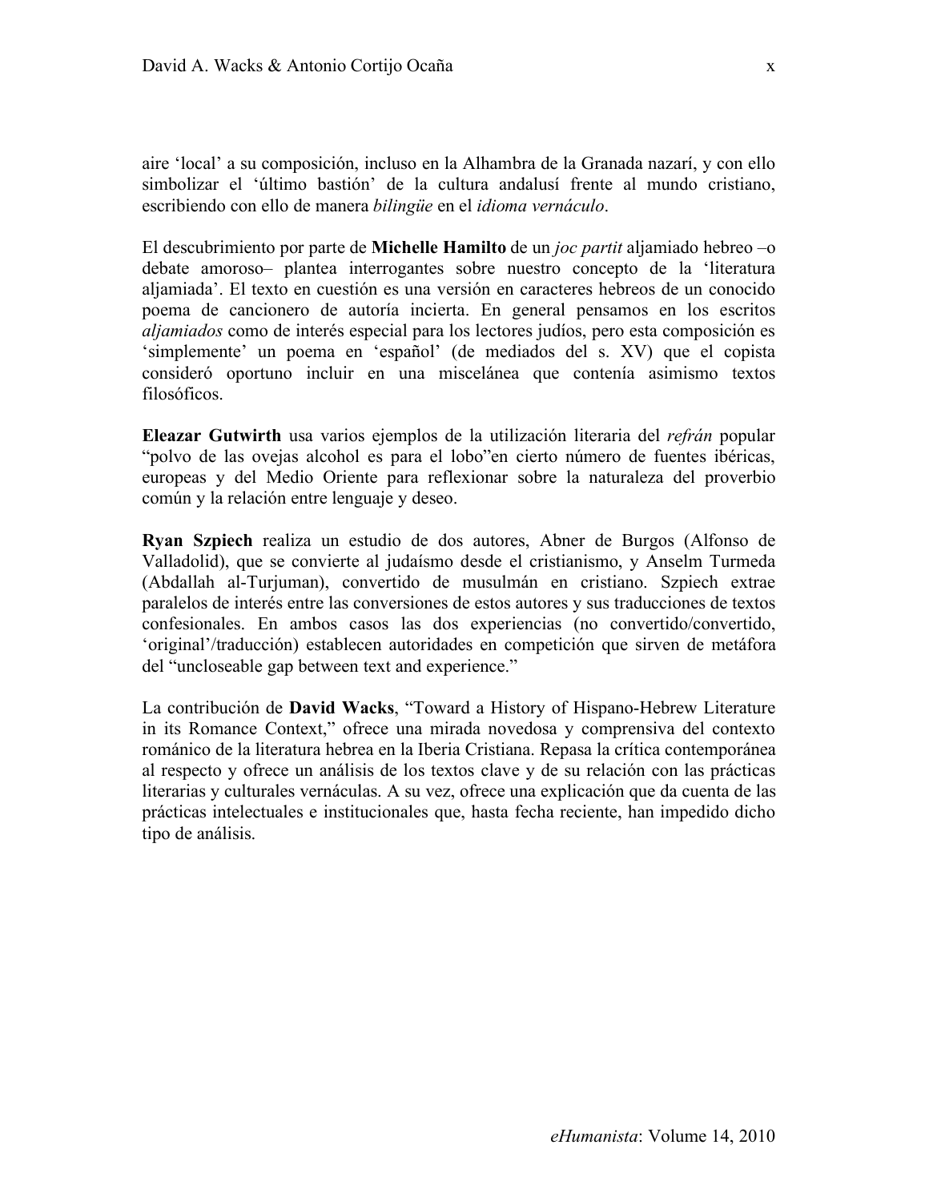aire 'local' a su composición, incluso en la Alhambra de la Granada nazarí, y con ello simbolizar el 'último bastión' de la cultura andalusí frente al mundo cristiano, escribiendo con ello de manera *bilingüe* en el *idioma vernáculo*.

El descubrimiento por parte de **Michelle Hamilto** de un *joc partit* aljamiado hebreo –o debate amoroso– plantea interrogantes sobre nuestro concepto de la 'literatura aljamiada'. El texto en cuestión es una versión en caracteres hebreos de un conocido poema de cancionero de autoría incierta. En general pensamos en los escritos *aljamiados* como de interés especial para los lectores judíos, pero esta composición es 'simplemente' un poema en 'español' (de mediados del s. XV) que el copista consideró oportuno incluir en una miscelánea que contenía asimismo textos filosóficos.

**Eleazar Gutwirth** usa varios ejemplos de la utilización literaria del *refrán* popular "polvo de las ovejas alcohol es para el lobo"en cierto número de fuentes ibéricas, europeas y del Medio Oriente para reflexionar sobre la naturaleza del proverbio común y la relación entre lenguaje y deseo.

**Ryan Szpiech** realiza un estudio de dos autores, Abner de Burgos (Alfonso de Valladolid), que se convierte al judaísmo desde el cristianismo, y Anselm Turmeda (Abdallah al-Turjuman), convertido de musulmán en cristiano. Szpiech extrae paralelos de interés entre las conversiones de estos autores y sus traducciones de textos confesionales. En ambos casos las dos experiencias (no convertido/convertido, 'original'/traducción) establecen autoridades en competición que sirven de metáfora del "uncloseable gap between text and experience."

La contribución de **David Wacks**, "Toward a History of Hispano-Hebrew Literature in its Romance Context," ofrece una mirada novedosa y comprensiva del contexto románico de la literatura hebrea en la Iberia Cristiana. Repasa la crítica contemporánea al respecto y ofrece un análisis de los textos clave y de su relación con las prácticas literarias y culturales vernáculas. A su vez, ofrece una explicación que da cuenta de las prácticas intelectuales e institucionales que, hasta fecha reciente, han impedido dicho tipo de análisis.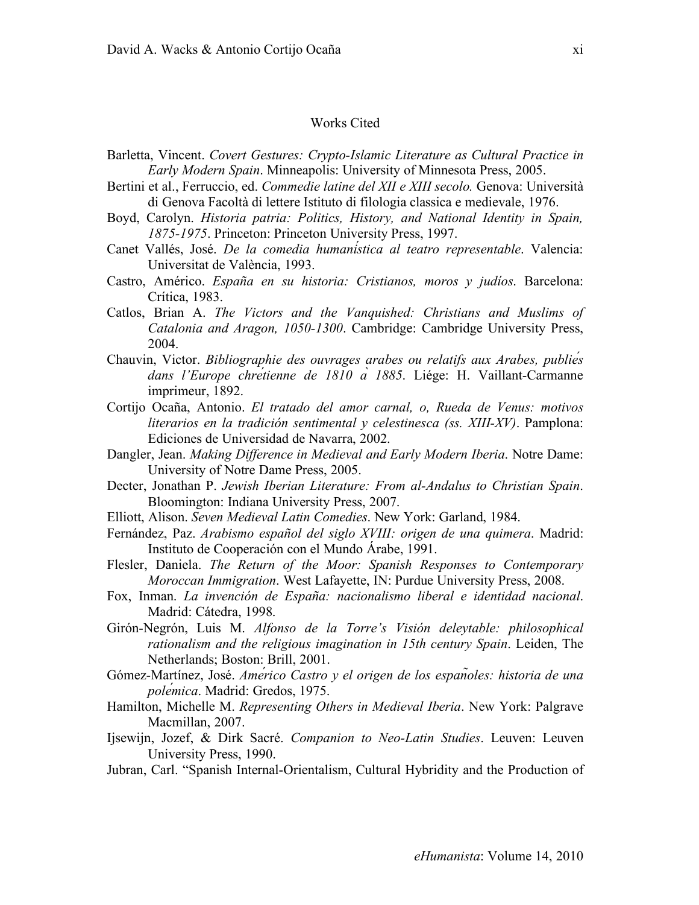## Works Cited

Barletta, Vincent. *Covert Gestures: Crypto-Islamic Literature as Cultural Practice in Early Modern Spain*. Minneapolis: University of Minnesota Press, 2005.

Bertini et al., Ferruccio, ed. *Commedie latine del XII e XIII secolo.* Genova: Università di Genova Facoltà di lettere Istituto di filologia classica e medievale, 1976.

Boyd, Carolyn. *Historia patria: Politics, History, and National Identity in Spain, 1875-1975*. Princeton: Princeton University Press, 1997.

Canet Vallés, José. *De la comedia humanística al teatro representable*. Valencia: Universitat de València, 1993.

Castro, Américo. *España en su historia: Cristianos, moros y judíos*. Barcelona: Crítica, 1983.

Catlos, Brian A. *The Victors and the Vanquished: Christians and Muslims of Catalonia and Aragon, 1050-1300*. Cambridge: Cambridge University Press, 2004.

Chauvin, Victor. *Bibliographie des ouvrages arabes ou relatifs aux Arabes, publiés dans l'Europe chrétienne de 1810 à 1885*. Liége: H. Vaillant-Carmanne imprimeur, 1892.

Cortijo Ocaña, Antonio. *El tratado del amor carnal, o, Rueda de Venus: motivos literarios en la tradición sentimental y celestinesca (ss. XIII-XV)*. Pamplona: Ediciones de Universidad de Navarra, 2002.

Dangler, Jean. *Making Difference in Medieval and Early Modern Iberia*. Notre Dame: University of Notre Dame Press, 2005.

Decter, Jonathan P. *Jewish Iberian Literature: From al-Andalus to Christian Spain*. Bloomington: Indiana University Press, 2007.

Elliott, Alison. *Seven Medieval Latin Comedies*. New York: Garland, 1984.

Fernández, Paz. *Arabismo español del siglo XVIII: origen de una quimera*. Madrid: Instituto de Cooperación con el Mundo Árabe, 1991.

Flesler, Daniela. *The Return of the Moor: Spanish Responses to Contemporary Moroccan Immigration*. West Lafayette, IN: Purdue University Press, 2008.

Fox, Inman. *La invención de España: nacionalismo liberal e identidad nacional*. Madrid: Cátedra, 1998.

Girón-Negrón, Luis M. *Alfonso de la Torre's Visión deleytable: philosophical rationalism and the religious imagination in 15th century Spain*. Leiden, The Netherlands; Boston: Brill, 2001.

Gómez-Martínez, José. *Américo Castro y el origen de los españoles: historia de una polémica*. Madrid: Gredos, 1975.

Hamilton, Michelle M. *Representing Others in Medieval Iberia*. New York: Palgrave Macmillan, 2007.

Ijsewijn, Jozef, & Dirk Sacré. *Companion to Neo-Latin Studies*. Leuven: Leuven University Press, 1990.

Jubran, Carl. "Spanish Internal-Orientalism, Cultural Hybridity and the Production of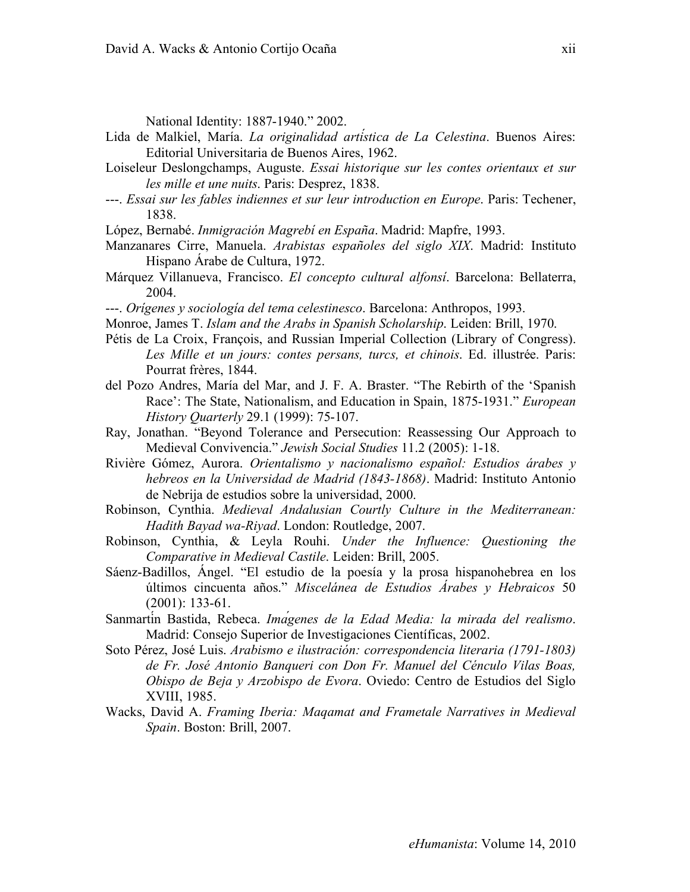National Identity: 1887-1940." 2002.

Lida de Malkiel, María. *La originalidad artística de La Celestina*. Buenos Aires: Editorial Universitaria de Buenos Aires, 1962.

Loiseleur Deslongchamps, Auguste. *Essai historique sur les contes orientaux et sur les mille et une nuits*. Paris: Desprez, 1838.

---. *Essai sur les fables indiennes et sur leur introduction en Europe*. Paris: Techener, 1838.

López, Bernabé. *Inmigración Magrebí en España*. Madrid: Mapfre, 1993.

Manzanares Cirre, Manuela. *Arabistas españoles del siglo XIX*. Madrid: Instituto Hispano Árabe de Cultura, 1972.

Márquez Villanueva, Francisco. *El concepto cultural alfonsí*. Barcelona: Bellaterra, 2004.

---. *Orígenes y sociología del tema celestinesco*. Barcelona: Anthropos, 1993.

Monroe, James T. *Islam and the Arabs in Spanish Scholarship*. Leiden: Brill, 1970.

Pétis de La Croix, François, and Russian Imperial Collection (Library of Congress). *Les Mille et un jours: contes persans, turcs, et chinois*. Ed. illustrée. Paris: Pourrat frères, 1844.

del Pozo Andres, María del Mar, and J. F. A. Braster. "The Rebirth of the 'Spanish Race': The State, Nationalism, and Education in Spain, 1875-1931." *European History Quarterly* 29.1 (1999): 75-107.

Ray, Jonathan. "Beyond Tolerance and Persecution: Reassessing Our Approach to Medieval Convivencia." *Jewish Social Studies* 11.2 (2005): 1-18.

Rivière Gómez, Aurora. *Orientalismo y nacionalismo español: Estudios árabes y hebreos en la Universidad de Madrid (1843-1868)*. Madrid: Instituto Antonio de Nebrija de estudios sobre la universidad, 2000.

Robinson, Cynthia. *Medieval Andalusian Courtly Culture in the Mediterranean: Hadith Bayad wa-Riyad*. London: Routledge, 2007.

Robinson, Cynthia, & Leyla Rouhi. *Under the Influence: Questioning the Comparative in Medieval Castile*. Leiden: Brill, 2005.

Sáenz-Badillos, Ángel. "El estudio de la poesía y la prosa hispanohebrea en los últimos cincuenta años." *Miscelánea de Estudios Árabes y Hebraicos* 50 (2001): 133-61.

Sanmartín Bastida, Rebeca. *Imágenes de la Edad Media: la mirada del realismo*. Madrid: Consejo Superior de Investigaciones Científicas, 2002.

Soto Pérez, José Luis. *Arabismo e ilustración: correspondencia literaria (1791-1803) de Fr. José Antonio Banqueri con Don Fr. Manuel del Cénculo Vilas Boas, Obispo de Beja y Arzobispo de Evora*. Oviedo: Centro de Estudios del Siglo XVIII, 1985.

Wacks, David A. *Framing Iberia: Maqamat and Frametale Narratives in Medieval Spain*. Boston: Brill, 2007.